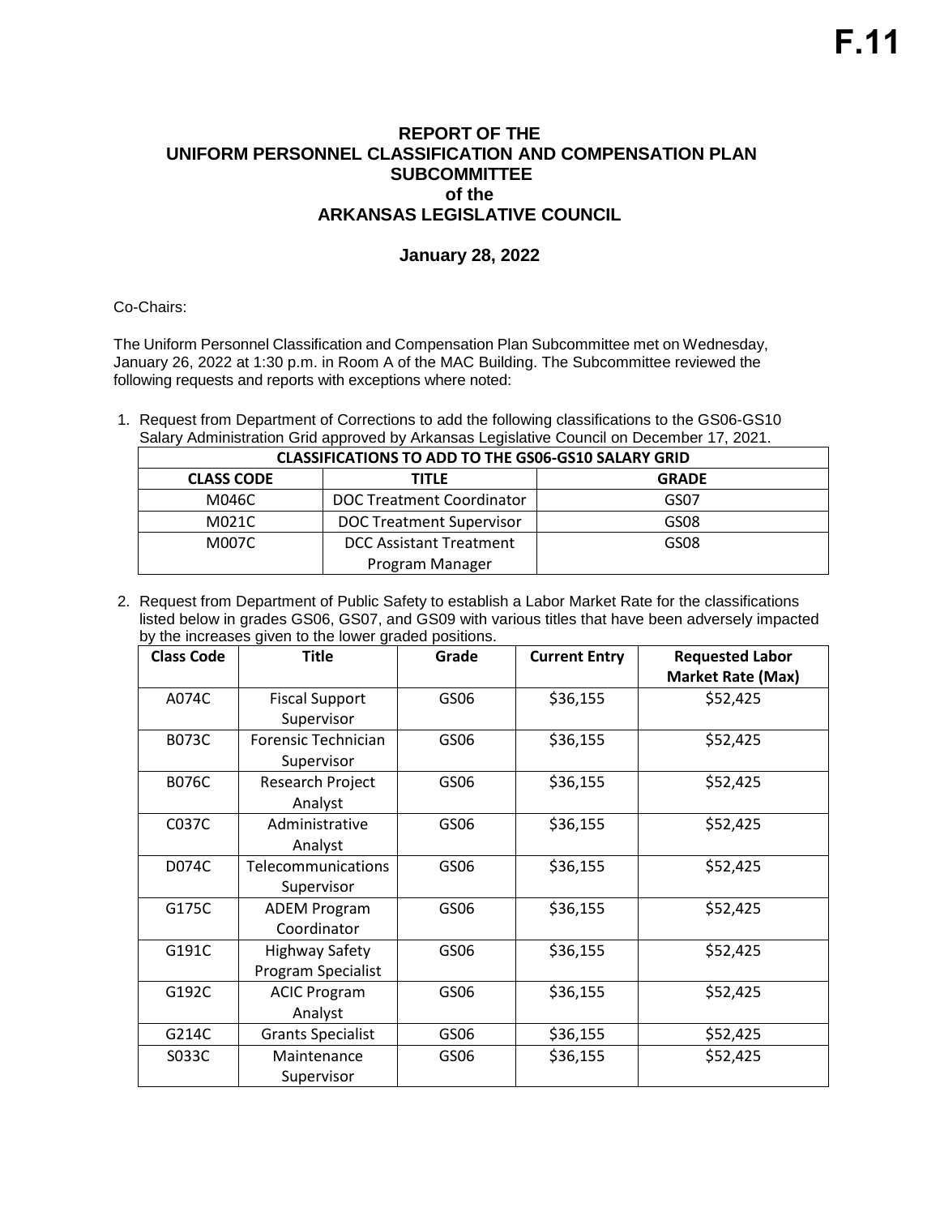# F.11

## REPORT OF THE UNIFORM PERSONNEL CLASSIFICATION AND COMPENSATION PLAN SUBCOMMITTEE of the ARKANSAS LEGISLATIVE COUNCIL

### January 28, 2022

Co-Chairs:

The Uniform Personnel Classification and Compensation Plan Subcommittee met on Wednesday, January 26, 2022 at 1:30 p.m. in Room A of the MAC Building. The Subcommittee reviewed the following requests and reports with exceptions where noted:

1. Request from Department of Corrections to add the following classifications to the GS06-GS10 Salary Administration Grid approved by Arkansas Legislative Council on December 17, 2021.

| CLASSIFICATIONS TO ADD TO THE GS06-GS10 SALARY GRID | | |
|---|---|---|
| **CLASS CODE** | **TITLE** | **GRADE** |
| M046C | DOC Treatment Coordinator | GS07 |
| M021C | DOC Treatment Supervisor | GS08 |
| M007C | DCC Assistant Treatment Program Manager | GS08 |

2. Request from Department of Public Safety to establish a Labor Market Rate for the classifications listed below in grades GS06, GS07, and GS09 with various titles that have been adversely impacted by the increases given to the lower graded positions.

| Class Code | Title | Grade | Current Entry | Requested Labor Market Rate (Max) |
|---|---|---|---|---|
| A074C | Fiscal Support Supervisor | GS06 | $36,155 | $52,425 |
| B073C | Forensic Technician Supervisor | GS06 | $36,155 | $52,425 |
| B076C | Research Project Analyst | GS06 | $36,155 | $52,425 |
| C037C | Administrative Analyst | GS06 | $36,155 | $52,425 |
| D074C | Telecommunications Supervisor | GS06 | $36,155 | $52,425 |
| G175C | ADEM Program Coordinator | GS06 | $36,155 | $52,425 |
| G191C | Highway Safety Program Specialist | GS06 | $36,155 | $52,425 |
| G192C | ACIC Program Analyst | GS06 | $36,155 | $52,425 |
| G214C | Grants Specialist | GS06 | $36,155 | $52,425 |
| S033C | Maintenance Supervisor | GS06 | $36,155 | $52,425 |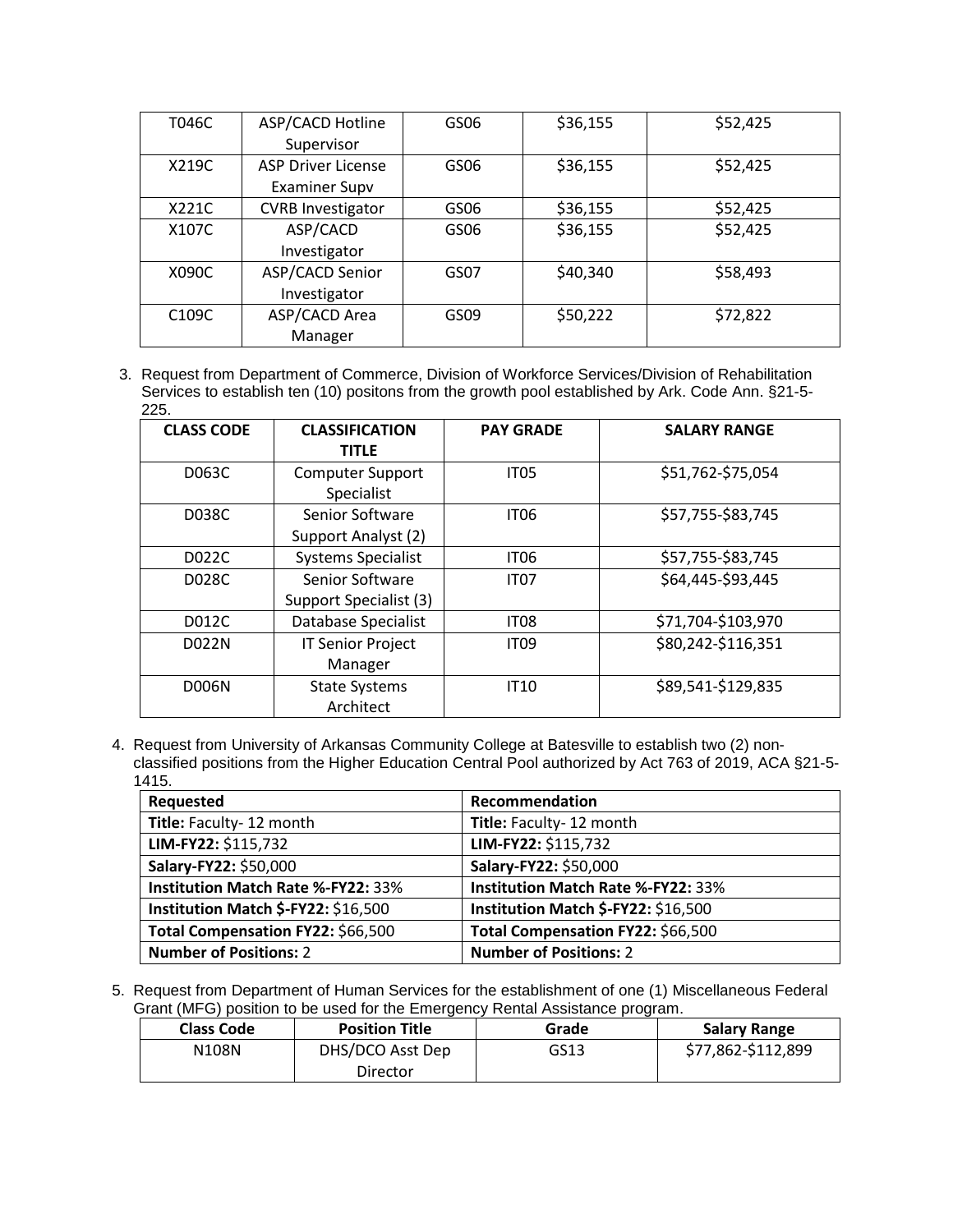| T046C | ASP/CACD Hotline Supervisor | GS06 | $36,155 | $52,425 |
|---|---|---|---|---|
| X219C | ASP Driver License Examiner Supv | GS06 | $36,155 | $52,425 |
| X221C | CVRB Investigator | GS06 | $36,155 | $52,425 |
| X107C | ASP/CACD Investigator | GS06 | $36,155 | $52,425 |
| X090C | ASP/CACD Senior Investigator | GS07 | $40,340 | $58,493 |
| C109C | ASP/CACD Area Manager | GS09 | $50,222 | $72,822 |

3. Request from Department of Commerce, Division of Workforce Services/Division of Rehabilitation Services to establish ten (10) positons from the growth pool established by Ark. Code Ann. §21-5-225.

| CLASS CODE | CLASSIFICATION TITLE | PAY GRADE | SALARY RANGE |
|---|---|---|---|
| D063C | Computer Support Specialist | IT05 | $51,762-$75,054 |
| D038C | Senior Software Support Analyst (2) | IT06 | $57,755-$83,745 |
| D022C | Systems Specialist | IT06 | $57,755-$83,745 |
| D028C | Senior Software Support Specialist (3) | IT07 | $64,445-$93,445 |
| D012C | Database Specialist | IT08 | $71,704-$103,970 |
| D022N | IT Senior Project Manager | IT09 | $80,242-$116,351 |
| D006N | State Systems Architect | IT10 | $89,541-$129,835 |

4. Request from University of Arkansas Community College at Batesville to establish two (2) non-classified positions from the Higher Education Central Pool authorized by Act 763 of 2019, ACA §21-5-1415.

| Requested | Recommendation |
|---|---|
| **Title:** Faculty- 12 month | **Title:** Faculty- 12 month |
| **LIM-FY22:** $115,732 | **LIM-FY22:** $115,732 |
| **Salary-FY22:** $50,000 | **Salary-FY22:** $50,000 |
| **Institution Match Rate %-FY22:** 33% | **Institution Match Rate %-FY22:** 33% |
| **Institution Match $-FY22:** $16,500 | **Institution Match $-FY22:** $16,500 |
| **Total Compensation FY22:** $66,500 | **Total Compensation FY22:** $66,500 |
| **Number of Positions:** 2 | **Number of Positions:** 2 |

5. Request from Department of Human Services for the establishment of one (1) Miscellaneous Federal Grant (MFG) position to be used for the Emergency Rental Assistance program.

| Class Code | Position Title | Grade | Salary Range |
|---|---|---|---|
| N108N | DHS/DCO Asst Dep Director | GS13 | $77,862-$112,899 |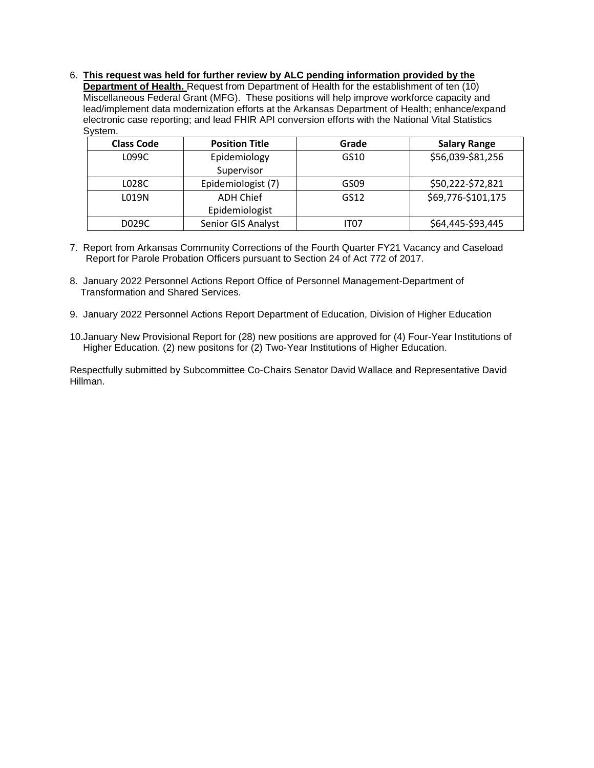6. **This request was held for further review by ALC pending information provided by the Department of Health.** Request from Department of Health for the establishment of ten (10) Miscellaneous Federal Grant (MFG). These positions will help improve workforce capacity and lead/implement data modernization efforts at the Arkansas Department of Health; enhance/expand electronic case reporting; and lead FHIR API conversion efforts with the National Vital Statistics System.

| Class Code | Position Title | Grade | Salary Range |
|---|---|---|---|
| L099C | Epidemiology Supervisor | GS10 | $56,039-$81,256 |
| L028C | Epidemiologist (7) | GS09 | $50,222-$72,821 |
| L019N | ADH Chief Epidemiologist | GS12 | $69,776-$101,175 |
| D029C | Senior GIS Analyst | IT07 | $64,445-$93,445 |

7. Report from Arkansas Community Corrections of the Fourth Quarter FY21 Vacancy and Caseload Report for Parole Probation Officers pursuant to Section 24 of Act 772 of 2017.

8. January 2022 Personnel Actions Report Office of Personnel Management-Department of Transformation and Shared Services.

9. January 2022 Personnel Actions Report Department of Education, Division of Higher Education

10. January New Provisional Report for (28) new positions are approved for (4) Four-Year Institutions of Higher Education. (2) new positons for (2) Two-Year Institutions of Higher Education.

Respectfully submitted by Subcommittee Co-Chairs Senator David Wallace and Representative David Hillman.